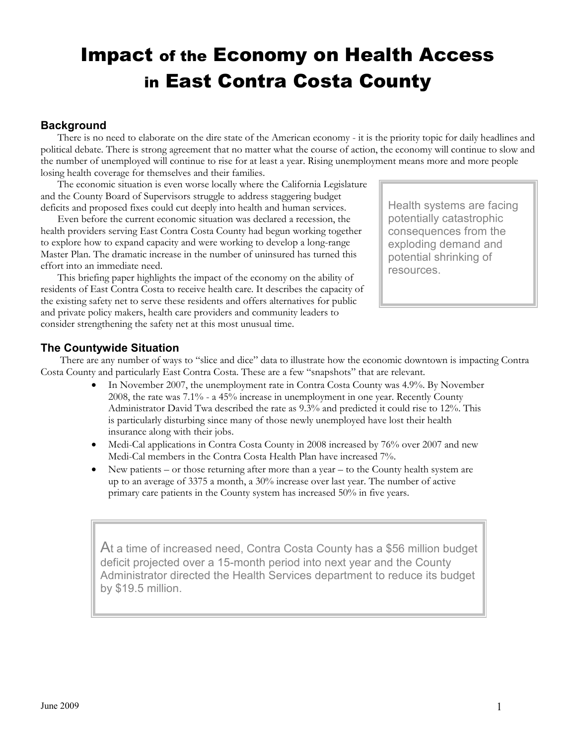# Impact of the Economy on Health Access in East Contra Costa County

## Background

There is no need to elaborate on the dire state of the American economy - it is the priority topic for daily headlines and political debate. There is strong agreement that no matter what the course of action, the economy will continue to slow and the number of unemployed will continue to rise for at least a year. Rising unemployment means more and more people losing health coverage for themselves and their families.

The economic situation is even worse locally where the California Legislature and the County Board of Supervisors struggle to address staggering budget deficits and proposed fixes could cut deeply into health and human services.

Even before the current economic situation was declared a recession, the health providers serving East Contra Costa County had begun working together to explore how to expand capacity and were working to develop a long-range Master Plan. The dramatic increase in the number of uninsured has turned this effort into an immediate need.

This briefing paper highlights the impact of the economy on the ability of residents of East Contra Costa to receive health care. It describes the capacity of the existing safety net to serve these residents and offers alternatives for public and private policy makers, health care providers and community leaders to consider strengthening the safety net at this most unusual time.

> Health systems are facing potentially catastrophic consequences from the exploding demand and potential shrinking of resources.

## The Countywide Situation

There are any number of ways to "slice and dice" data to illustrate how the economic downtown is impacting Contra Costa County and particularly East Contra Costa. These are a few "snapshots" that are relevant.

- In November 2007, the unemployment rate in Contra Costa County was 4.9%. By November 2008, the rate was 7.1% - a 45% increase in unemployment in one year. Recently County Administrator David Twa described the rate as 9.3% and predicted it could rise to 12%. This is particularly disturbing since many of those newly unemployed have lost their health insurance along with their jobs.
- Medi-Cal applications in Contra Costa County in 2008 increased by 76% over 2007 and new Medi-Cal members in the Contra Costa Health Plan have increased 7%.
- New patients – or those returning after more than a year – to the County health system are up to an average of 3375 a month, a 30% increase over last year. The number of active primary care patients in the County system has increased 50% in five years.

> At a time of increased need, Contra Costa County has a $56 million budget deficit projected over a 15-month period into next year and the County Administrator directed the Health Services department to reduce its budget by $19.5 million.

June 2009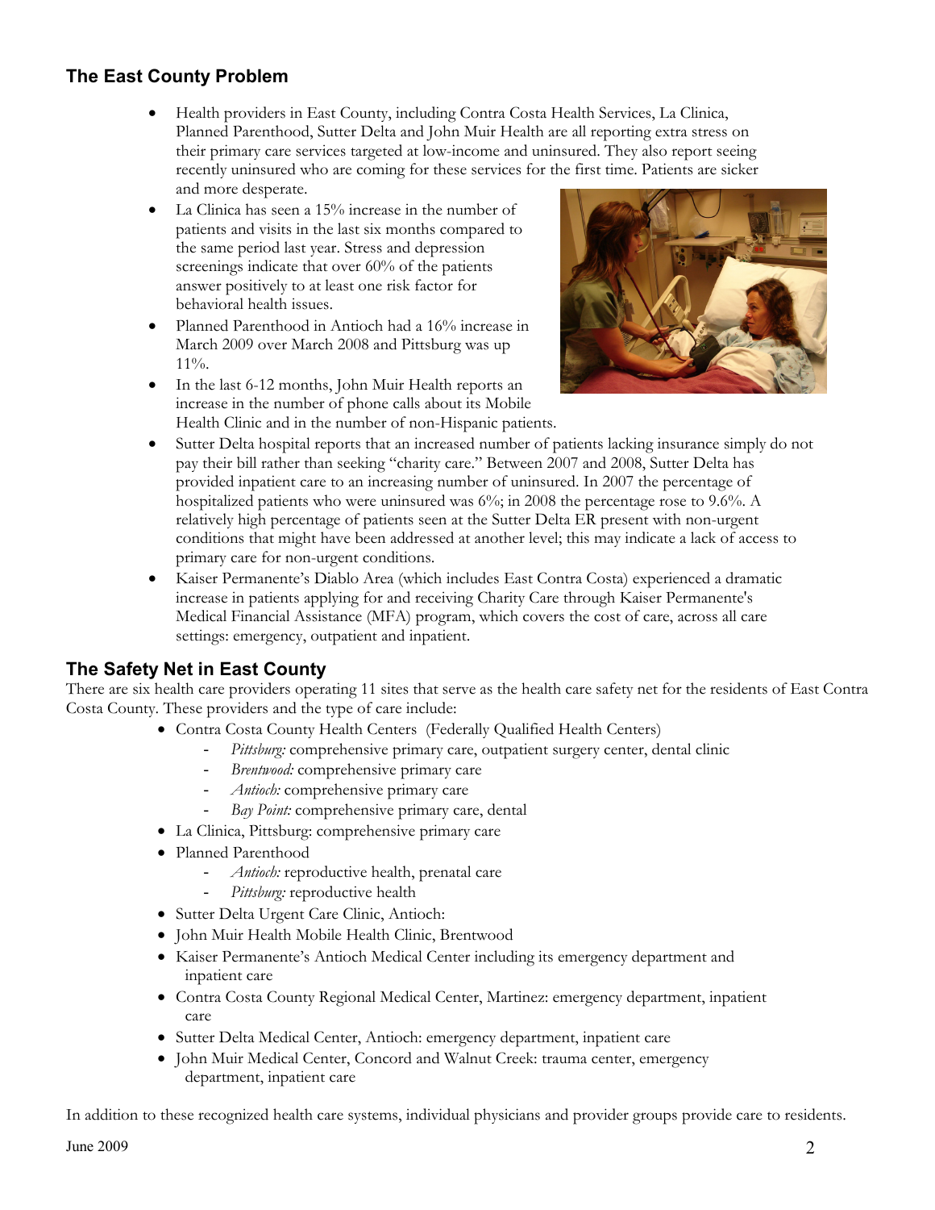## The East County Problem

- Health providers in East County, including Contra Costa Health Services, La Clinica, Planned Parenthood, Sutter Delta and John Muir Health are all reporting extra stress on their primary care services targeted at low-income and uninsured. They also report seeing recently uninsured who are coming for these services for the first time. Patients are sicker and more desperate.
- La Clinica has seen a 15% increase in the number of patients and visits in the last six months compared to the same period last year. Stress and depression screenings indicate that over 60% of the patients answer positively to at least one risk factor for behavioral health issues.
- Planned Parenthood in Antioch had a 16% increase in March 2009 over March 2008 and Pittsburg was up 11%.
- In the last 6-12 months, John Muir Health reports an increase in the number of phone calls about its Mobile Health Clinic and in the number of non-Hispanic patients.
- Sutter Delta hospital reports that an increased number of patients lacking insurance simply do not pay their bill rather than seeking "charity care." Between 2007 and 2008, Sutter Delta has provided inpatient care to an increasing number of uninsured. In 2007 the percentage of hospitalized patients who were uninsured was 6%; in 2008 the percentage rose to 9.6%. A relatively high percentage of patients seen at the Sutter Delta ER present with non-urgent conditions that might have been addressed at another level; this may indicate a lack of access to primary care for non-urgent conditions.
- Kaiser Permanente's Diablo Area (which includes East Contra Costa) experienced a dramatic increase in patients applying for and receiving Charity Care through Kaiser Permanente's Medical Financial Assistance (MFA) program, which covers the cost of care, across all care settings: emergency, outpatient and inpatient.

## The Safety Net in East County

There are six health care providers operating 11 sites that serve as the health care safety net for the residents of East Contra Costa County. These providers and the type of care include:

- Contra Costa County Health Centers (Federally Qualified Health Centers)
  - *Pittsburg:* comprehensive primary care, outpatient surgery center, dental clinic
  - *Brentwood:* comprehensive primary care
  - *Antioch:* comprehensive primary care
  - *Bay Point:* comprehensive primary care, dental
- La Clinica, Pittsburg: comprehensive primary care
- Planned Parenthood
  - *Antioch:* reproductive health, prenatal care
  - *Pittsburg:* reproductive health
- Sutter Delta Urgent Care Clinic, Antioch:
- John Muir Health Mobile Health Clinic, Brentwood
- Kaiser Permanente's Antioch Medical Center including its emergency department and inpatient care
- Contra Costa County Regional Medical Center, Martinez: emergency department, inpatient care
- Sutter Delta Medical Center, Antioch: emergency department, inpatient care
- John Muir Medical Center, Concord and Walnut Creek: trauma center, emergency department, inpatient care

In addition to these recognized health care systems, individual physicians and provider groups provide care to residents.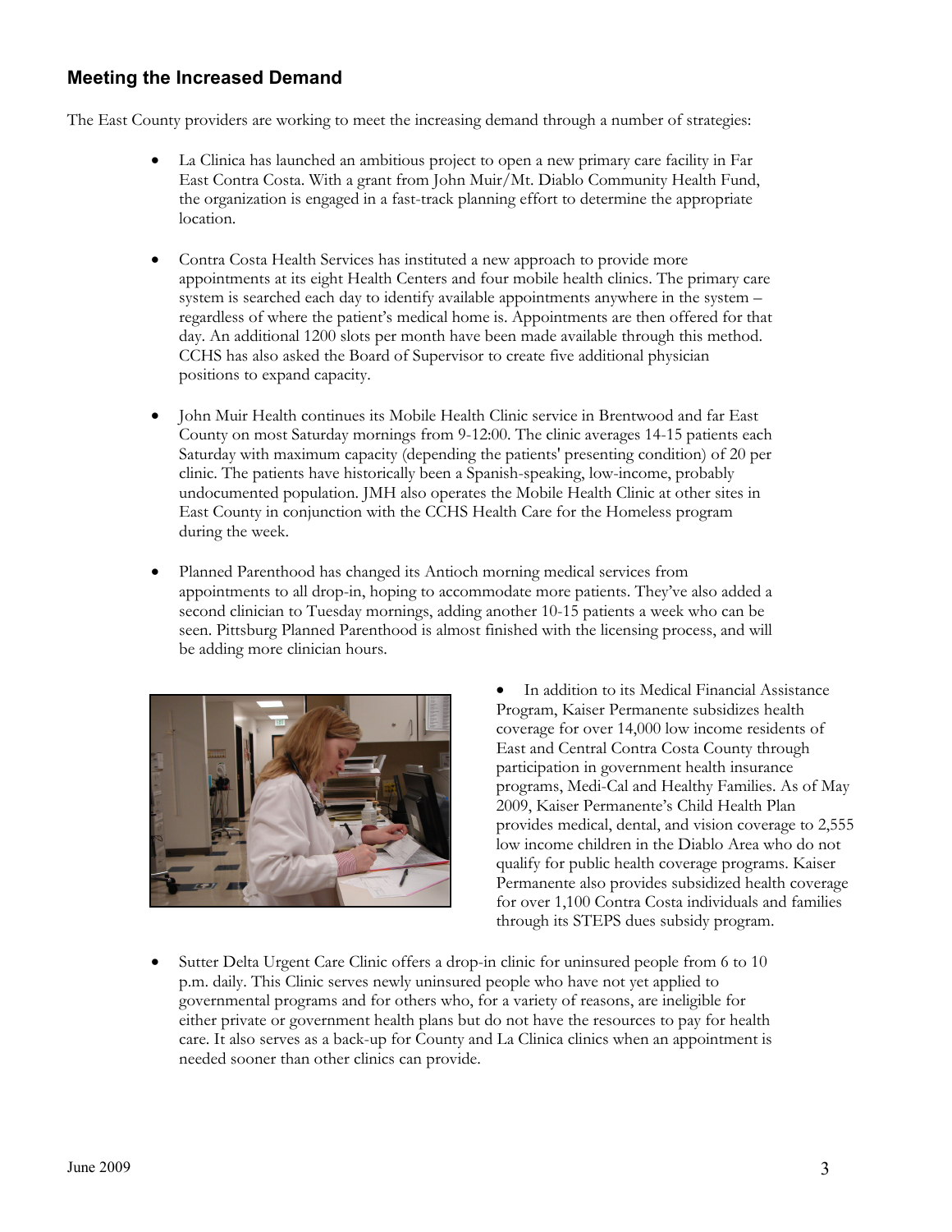## Meeting the Increased Demand

The East County providers are working to meet the increasing demand through a number of strategies:

- La Clinica has launched an ambitious project to open a new primary care facility in Far East Contra Costa. With a grant from John Muir/Mt. Diablo Community Health Fund, the organization is engaged in a fast-track planning effort to determine the appropriate location.

- Contra Costa Health Services has instituted a new approach to provide more appointments at its eight Health Centers and four mobile health clinics. The primary care system is searched each day to identify available appointments anywhere in the system – regardless of where the patient's medical home is. Appointments are then offered for that day. An additional 1200 slots per month have been made available through this method. CCHS has also asked the Board of Supervisor to create five additional physician positions to expand capacity.

- John Muir Health continues its Mobile Health Clinic service in Brentwood and far East County on most Saturday mornings from 9-12:00. The clinic averages 14-15 patients each Saturday with maximum capacity (depending the patients' presenting condition) of 20 per clinic. The patients have historically been a Spanish-speaking, low-income, probably undocumented population. JMH also operates the Mobile Health Clinic at other sites in East County in conjunction with the CCHS Health Care for the Homeless program during the week.

- Planned Parenthood has changed its Antioch morning medical services from appointments to all drop-in, hoping to accommodate more patients. They've also added a second clinician to Tuesday mornings, adding another 10-15 patients a week who can be seen. Pittsburg Planned Parenthood is almost finished with the licensing process, and will be adding more clinician hours.

- In addition to its Medical Financial Assistance Program, Kaiser Permanente subsidizes health coverage for over 14,000 low income residents of East and Central Contra Costa County through participation in government health insurance programs, Medi-Cal and Healthy Families. As of May 2009, Kaiser Permanente's Child Health Plan provides medical, dental, and vision coverage to 2,555 low income children in the Diablo Area who do not qualify for public health coverage programs. Kaiser Permanente also provides subsidized health coverage for over 1,100 Contra Costa individuals and families through its STEPS dues subsidy program.

- Sutter Delta Urgent Care Clinic offers a drop-in clinic for uninsured people from 6 to 10 p.m. daily. This Clinic serves newly uninsured people who have not yet applied to governmental programs and for others who, for a variety of reasons, are ineligible for either private or government health plans but do not have the resources to pay for health care. It also serves as a back-up for County and La Clinica clinics when an appointment is needed sooner than other clinics can provide.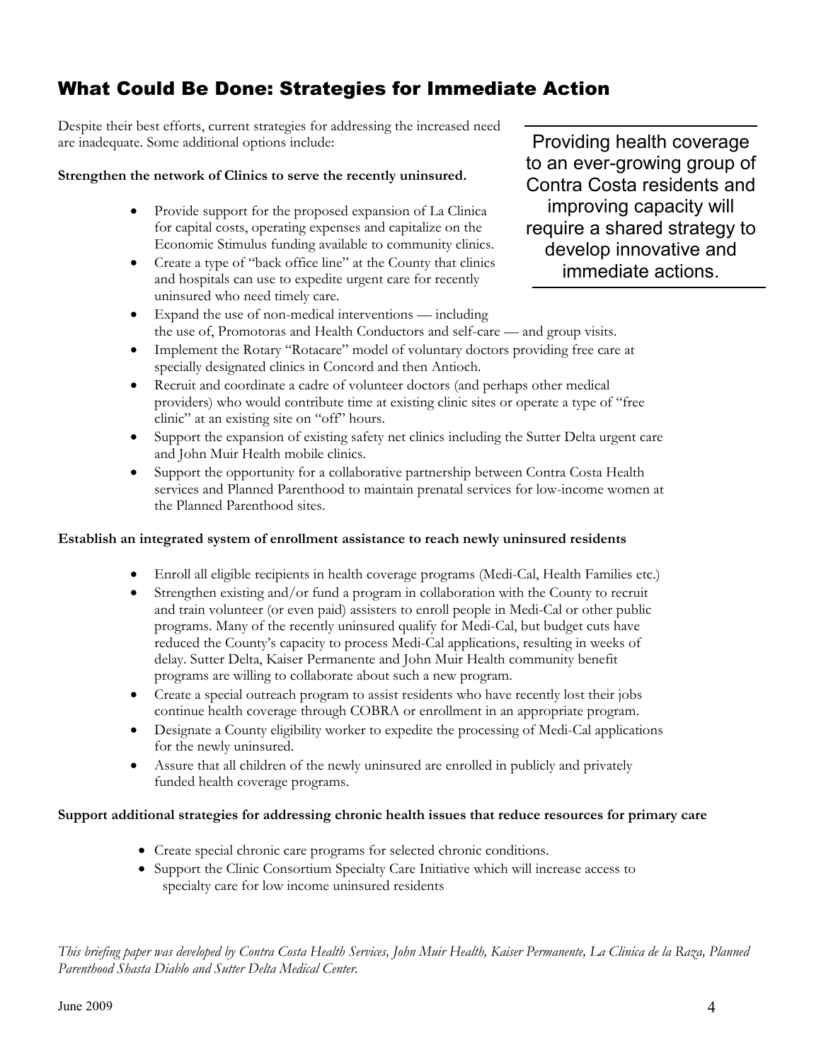## What Could Be Done: Strategies for Immediate Action

Despite their best efforts, current strategies for addressing the increased need are inadequate. Some additional options include:

> Providing health coverage to an ever-growing group of Contra Costa residents and improving capacity will require a shared strategy to develop innovative and immediate actions.

**Strengthen the network of Clinics to serve the recently uninsured.**

- Provide support for the proposed expansion of La Clinica for capital costs, operating expenses and capitalize on the Economic Stimulus funding available to community clinics.
- Create a type of "back office line" at the County that clinics and hospitals can use to expedite urgent care for recently uninsured who need timely care.
- Expand the use of non-medical interventions — including the use of, Promotoras and Health Conductors and self-care — and group visits.
- Implement the Rotary "Rotacare" model of voluntary doctors providing free care at specially designated clinics in Concord and then Antioch.
- Recruit and coordinate a cadre of volunteer doctors (and perhaps other medical providers) who would contribute time at existing clinic sites or operate a type of "free clinic" at an existing site on "off" hours.
- Support the expansion of existing safety net clinics including the Sutter Delta urgent care and John Muir Health mobile clinics.
- Support the opportunity for a collaborative partnership between Contra Costa Health services and Planned Parenthood to maintain prenatal services for low-income women at the Planned Parenthood sites.

**Establish an integrated system of enrollment assistance to reach newly uninsured residents**

- Enroll all eligible recipients in health coverage programs (Medi-Cal, Health Families etc.)
- Strengthen existing and/or fund a program in collaboration with the County to recruit and train volunteer (or even paid) assisters to enroll people in Medi-Cal or other public programs. Many of the recently uninsured qualify for Medi-Cal, but budget cuts have reduced the County's capacity to process Medi-Cal applications, resulting in weeks of delay. Sutter Delta, Kaiser Permanente and John Muir Health community benefit programs are willing to collaborate about such a new program.
- Create a special outreach program to assist residents who have recently lost their jobs continue health coverage through COBRA or enrollment in an appropriate program.
- Designate a County eligibility worker to expedite the processing of Medi-Cal applications for the newly uninsured.
- Assure that all children of the newly uninsured are enrolled in publicly and privately funded health coverage programs.

**Support additional strategies for addressing chronic health issues that reduce resources for primary care**

- Create special chronic care programs for selected chronic conditions.
- Support the Clinic Consortium Specialty Care Initiative which will increase access to specialty care for low income uninsured residents

*This briefing paper was developed by Contra Costa Health Services, John Muir Health, Kaiser Permanente, La Clinica de la Raza, Planned Parenthood Shasta Diablo and Sutter Delta Medical Center.*

June 2009